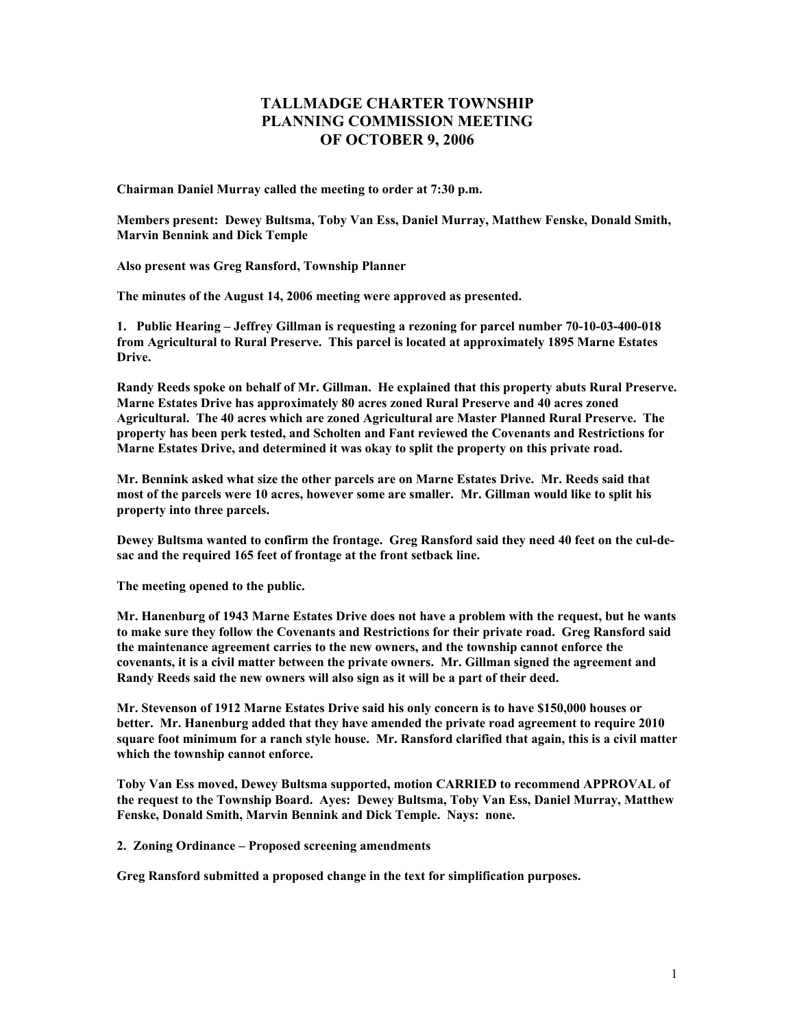# TALLMADGE CHARTER TOWNSHIP
# PLANNING COMMISSION MEETING
# OF OCTOBER 9, 2006

**Chairman Daniel Murray called the meeting to order at 7:30 p.m.**

**Members present: Dewey Bultsma, Toby Van Ess, Daniel Murray, Matthew Fenske, Donald Smith, Marvin Bennink and Dick Temple**

**Also present was Greg Ransford, Township Planner**

**The minutes of the August 14, 2006 meeting were approved as presented.**

**1. Public Hearing – Jeffrey Gillman is requesting a rezoning for parcel number 70-10-03-400-018 from Agricultural to Rural Preserve. This parcel is located at approximately 1895 Marne Estates Drive.**

**Randy Reeds spoke on behalf of Mr. Gillman. He explained that this property abuts Rural Preserve. Marne Estates Drive has approximately 80 acres zoned Rural Preserve and 40 acres zoned Agricultural. The 40 acres which are zoned Agricultural are Master Planned Rural Preserve. The property has been perk tested, and Scholten and Fant reviewed the Covenants and Restrictions for Marne Estates Drive, and determined it was okay to split the property on this private road.**

**Mr. Bennink asked what size the other parcels are on Marne Estates Drive. Mr. Reeds said that most of the parcels were 10 acres, however some are smaller. Mr. Gillman would like to split his property into three parcels.**

**Dewey Bultsma wanted to confirm the frontage. Greg Ransford said they need 40 feet on the cul-de-sac and the required 165 feet of frontage at the front setback line.**

**The meeting opened to the public.**

**Mr. Hanenburg of 1943 Marne Estates Drive does not have a problem with the request, but he wants to make sure they follow the Covenants and Restrictions for their private road. Greg Ransford said the maintenance agreement carries to the new owners, and the township cannot enforce the covenants, it is a civil matter between the private owners. Mr. Gillman signed the agreement and Randy Reeds said the new owners will also sign as it will be a part of their deed.**

**Mr. Stevenson of 1912 Marne Estates Drive said his only concern is to have $150,000 houses or better. Mr. Hanenburg added that they have amended the private road agreement to require 2010 square foot minimum for a ranch style house. Mr. Ransford clarified that again, this is a civil matter which the township cannot enforce.**

**Toby Van Ess moved, Dewey Bultsma supported, motion CARRIED to recommend APPROVAL of the request to the Township Board. Ayes: Dewey Bultsma, Toby Van Ess, Daniel Murray, Matthew Fenske, Donald Smith, Marvin Bennink and Dick Temple. Nays: none.**

**2. Zoning Ordinance – Proposed screening amendments**

**Greg Ransford submitted a proposed change in the text for simplification purposes.**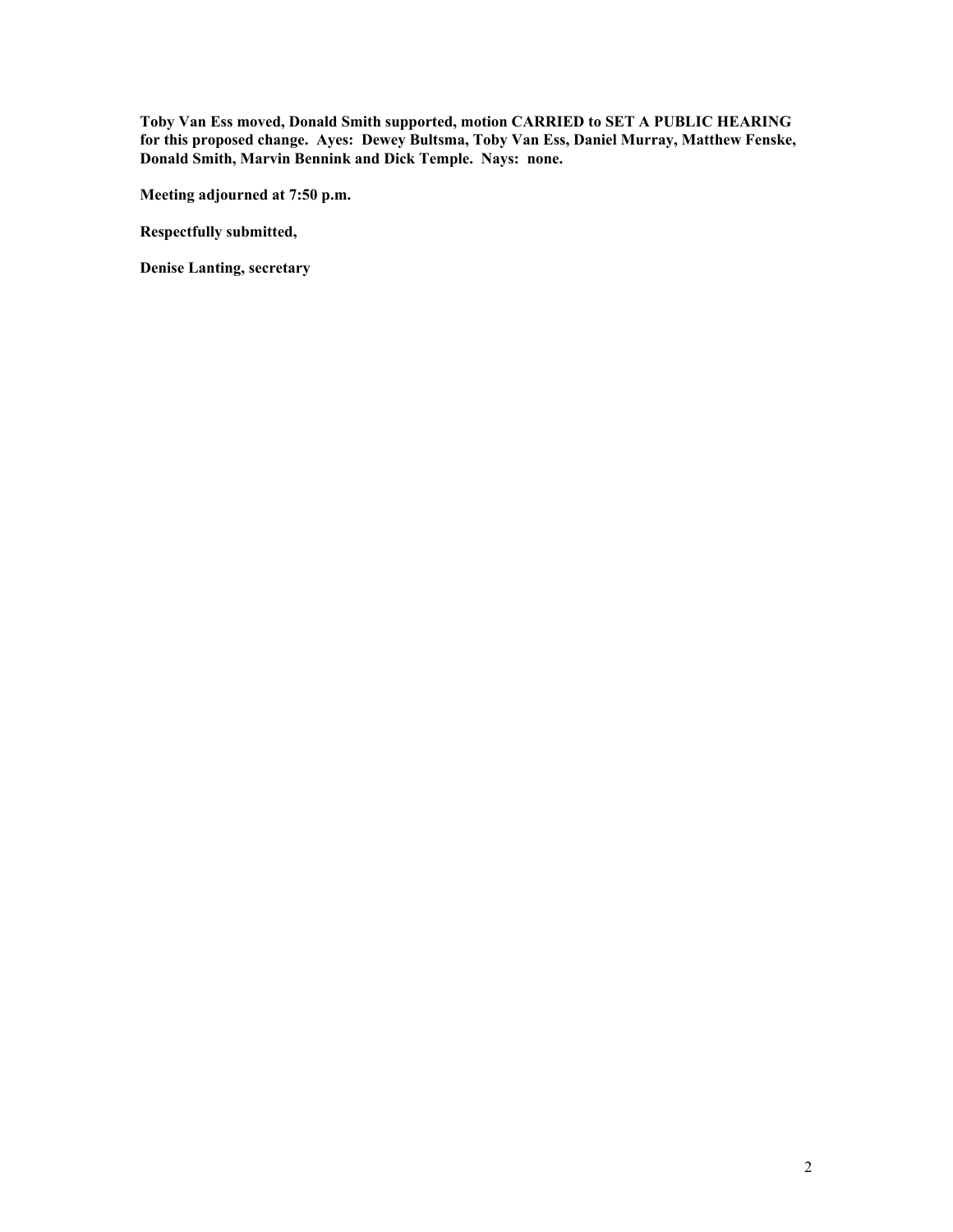**Toby Van Ess moved, Donald Smith supported, motion CARRIED to SET A PUBLIC HEARING for this proposed change. Ayes: Dewey Bultsma, Toby Van Ess, Daniel Murray, Matthew Fenske, Donald Smith, Marvin Bennink and Dick Temple. Nays: none.**

**Meeting adjourned at 7:50 p.m.**

**Respectfully submitted,**

**Denise Lanting, secretary**